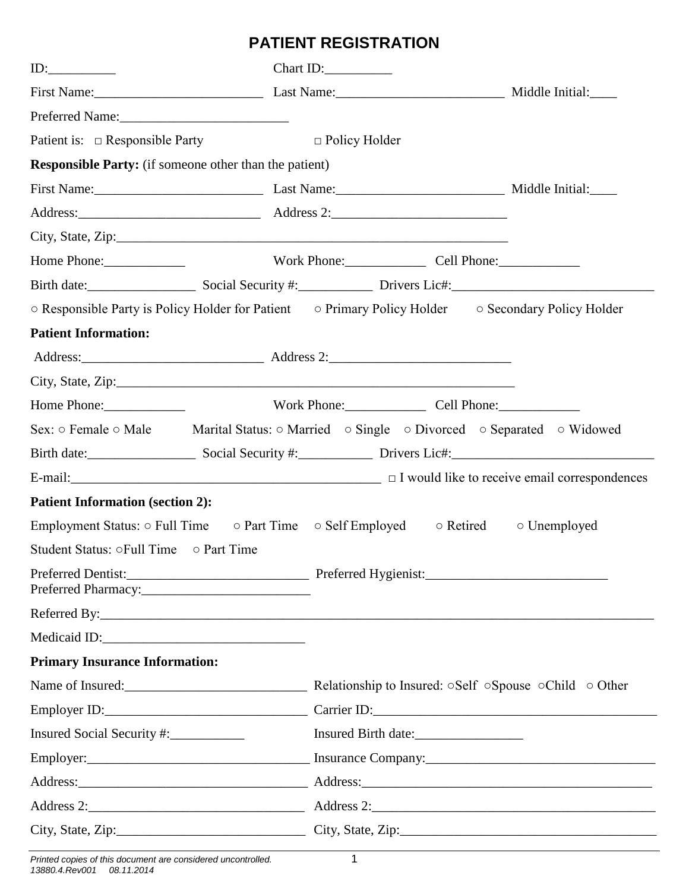# PATIENT REGISTRATION

ID:__________ Chart ID:__________

First Name:_________________________ Last Name:_________________________ Middle Initial:____

Preferred Name:_________________________

Patient is: □ Responsible Party □ Policy Holder

**Responsible Party:** (if someone other than the patient)

First Name:_________________________ Last Name:_________________________ Middle Initial:____

Address:___________________________ Address 2:__________________________

City, State, Zip:____________________________________________________________

Home Phone:____________ Work Phone:____________ Cell Phone:____________

Birth date:________________ Social Security #:___________ Drivers Lic#:_____________________________

○ Responsible Party is Policy Holder for Patient ○ Primary Policy Holder ○ Secondary Policy Holder

**Patient Information:**

Address:___________________________ Address 2:__________________________

City, State, Zip:____________________________________________________________

Home Phone:____________ Work Phone:____________ Cell Phone:____________

Sex: ○ Female ○ Male Marital Status: ○ Married ○ Single ○ Divorced ○ Separated ○ Widowed

Birth date:________________ Social Security #:___________ Drivers Lic#:_____________________________

E-mail:_______________________________________________ □ I would like to receive email correspondences

**Patient Information (section 2):**

Employment Status: ○ Full Time ○ Part Time ○ Self Employed ○ Retired ○ Unemployed

Student Status: ○Full Time ○ Part Time

Preferred Dentist:___________________________ Preferred Hygienist:___________________________
Preferred Pharmacy:_________________________

Referred By:_____________________________________________________________________________________

Medicaid ID:______________________________

**Primary Insurance Information:**

Name of Insured:___________________________ Relationship to Insured: ○Self ○Spouse ○Child ○ Other

Employer ID:______________________________ Carrier ID:___________________________________________

Insured Social Security #:___________ Insured Birth date:________________

Employer:_________________________________ Insurance Company:__________________________________

Address:__________________________________ Address:___________________________________________

Address 2:________________________________ Address 2:__________________________________________

City, State, Zip:____________________________ City, State, Zip:______________________________________

*Printed copies of this document are considered uncontrolled.*
*13880.4.Rev001 08.11.2014*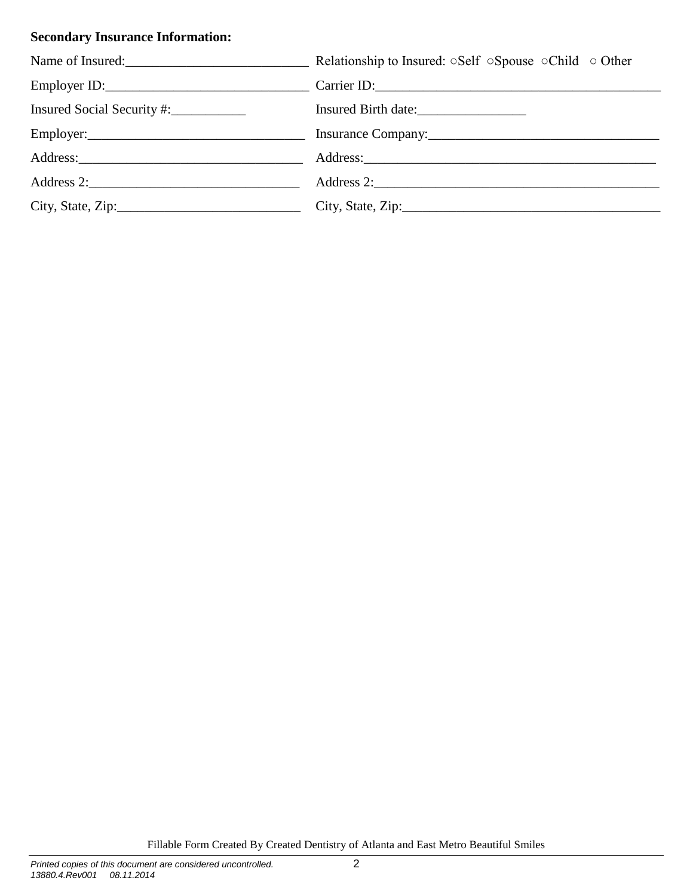**Secondary Insurance Information:**

Name of Insured:___________________________ Relationship to Insured: ○Self ○Spouse ○Child ○ Other

Employer ID:______________________________ Carrier ID:__________________________________________

Insured Social Security #:___________ Insured Birth date:________________

Employer:________________________________ Insurance Company:__________________________________

Address:_________________________________ Address:____________________________________________

Address 2:_______________________________ Address 2:__________________________________________

City, State, Zip:___________________________ City, State, Zip:______________________________________

Fillable Form Created By Created Dentistry of Atlanta and East Metro Beautiful Smiles

*Printed copies of this document are considered uncontrolled.*
*13880.4.Rev001 08.11.2014*